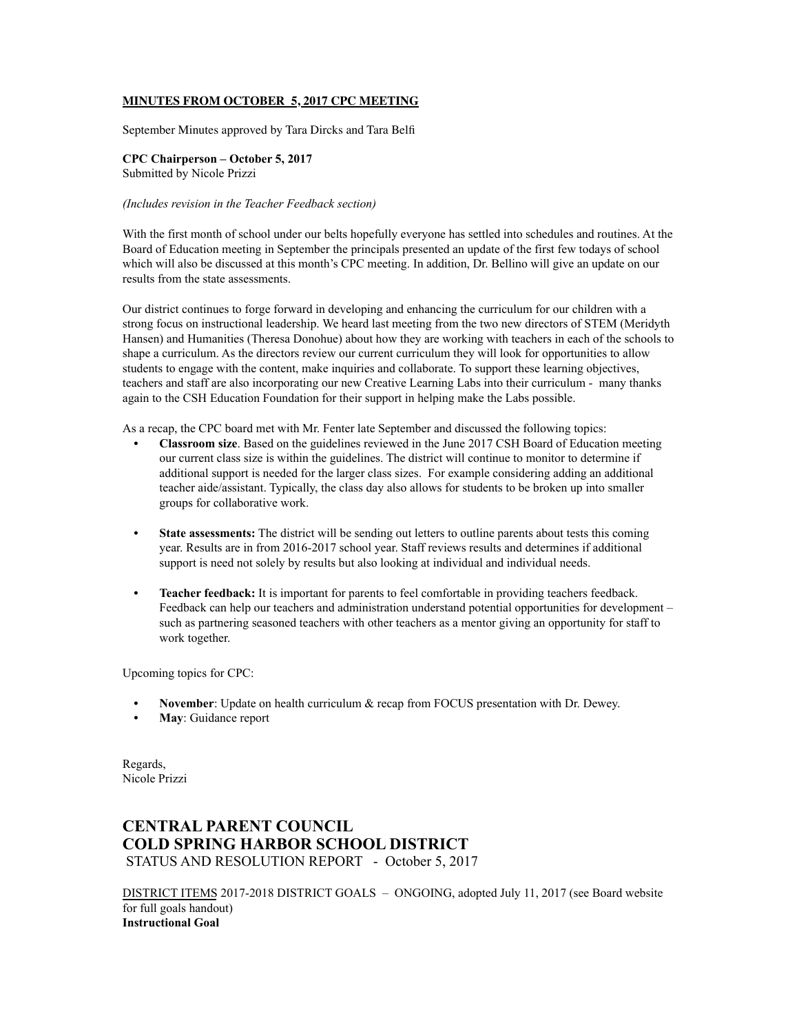**MINUTES FROM OCTOBER 5, 2017 CPC MEETING**

September Minutes approved by Tara Dircks and Tara Belfi

**CPC Chairperson – October 5, 2017**
Submitted by Nicole Prizzi

*(Includes revision in the Teacher Feedback section)*

With the first month of school under our belts hopefully everyone has settled into schedules and routines. At the Board of Education meeting in September the principals presented an update of the first few todays of school which will also be discussed at this month's CPC meeting. In addition, Dr. Bellino will give an update on our results from the state assessments.

Our district continues to forge forward in developing and enhancing the curriculum for our children with a strong focus on instructional leadership. We heard last meeting from the two new directors of STEM (Meridyth Hansen) and Humanities (Theresa Donohue) about how they are working with teachers in each of the schools to shape a curriculum. As the directors review our current curriculum they will look for opportunities to allow students to engage with the content, make inquiries and collaborate. To support these learning objectives, teachers and staff are also incorporating our new Creative Learning Labs into their curriculum - many thanks again to the CSH Education Foundation for their support in helping make the Labs possible.

As a recap, the CPC board met with Mr. Fenter late September and discussed the following topics:

- **Classroom size**. Based on the guidelines reviewed in the June 2017 CSH Board of Education meeting our current class size is within the guidelines. The district will continue to monitor to determine if additional support is needed for the larger class sizes. For example considering adding an additional teacher aide/assistant. Typically, the class day also allows for students to be broken up into smaller groups for collaborative work.

- **State assessments:** The district will be sending out letters to outline parents about tests this coming year. Results are in from 2016-2017 school year. Staff reviews results and determines if additional support is need not solely by results but also looking at individual and individual needs.

- **Teacher feedback:** It is important for parents to feel comfortable in providing teachers feedback. Feedback can help our teachers and administration understand potential opportunities for development – such as partnering seasoned teachers with other teachers as a mentor giving an opportunity for staff to work together.

Upcoming topics for CPC:

- **November**: Update on health curriculum & recap from FOCUS presentation with Dr. Dewey.
- **May**: Guidance report

Regards,
Nicole Prizzi

## CENTRAL PARENT COUNCIL
## COLD SPRING HARBOR SCHOOL DISTRICT

STATUS AND RESOLUTION REPORT - October 5, 2017

DISTRICT ITEMS 2017-2018 DISTRICT GOALS – ONGOING, adopted July 11, 2017 (see Board website for full goals handout)

**Instructional Goal**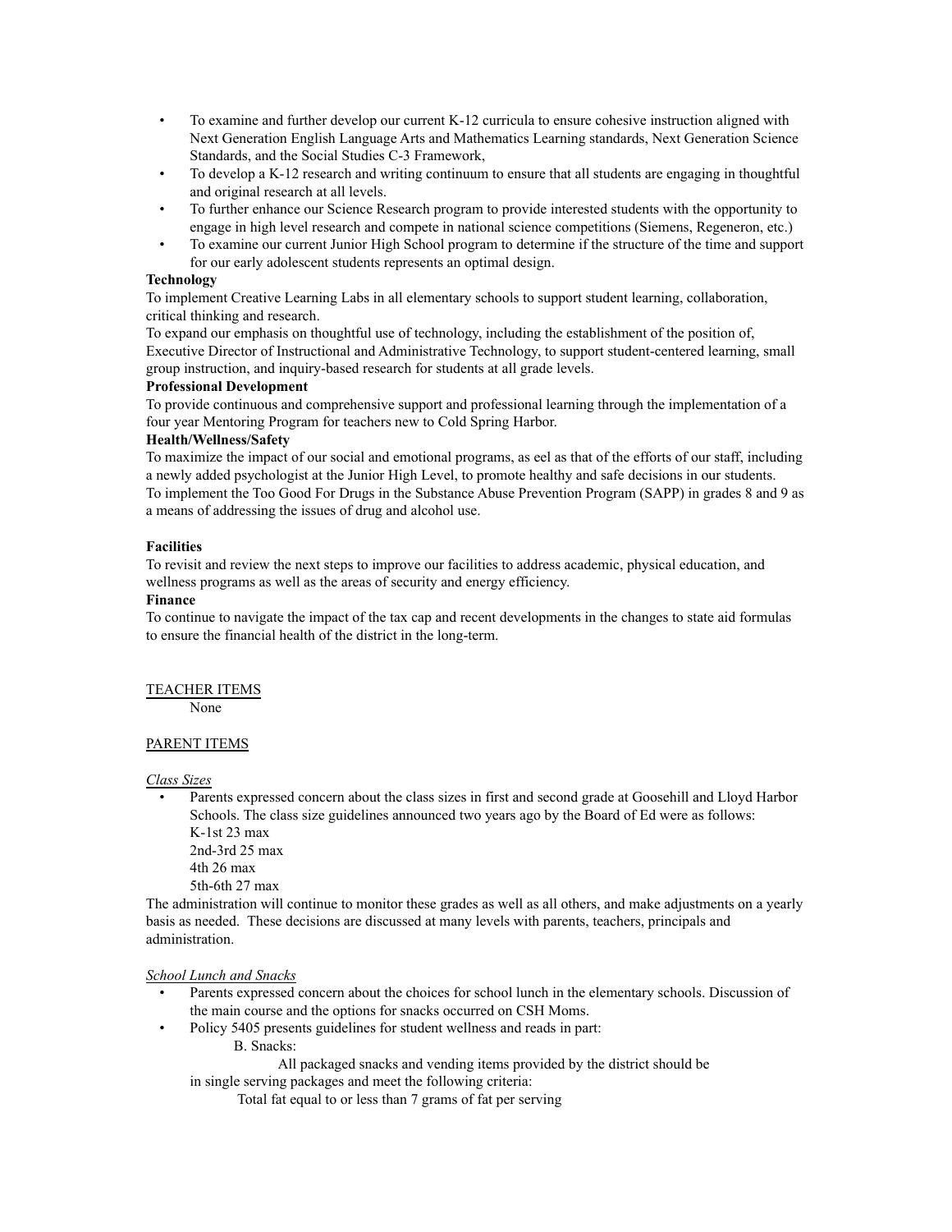- To examine and further develop our current K-12 curricula to ensure cohesive instruction aligned with Next Generation English Language Arts and Mathematics Learning standards, Next Generation Science Standards, and the Social Studies C-3 Framework,
- To develop a K-12 research and writing continuum to ensure that all students are engaging in thoughtful and original research at all levels.
- To further enhance our Science Research program to provide interested students with the opportunity to engage in high level research and compete in national science competitions (Siemens, Regeneron, etc.)
- To examine our current Junior High School program to determine if the structure of the time and support for our early adolescent students represents an optimal design.

**Technology**

To implement Creative Learning Labs in all elementary schools to support student learning, collaboration, critical thinking and research.

To expand our emphasis on thoughtful use of technology, including the establishment of the position of, Executive Director of Instructional and Administrative Technology, to support student-centered learning, small group instruction, and inquiry-based research for students at all grade levels.

**Professional Development**

To provide continuous and comprehensive support and professional learning through the implementation of a four year Mentoring Program for teachers new to Cold Spring Harbor.

**Health/Wellness/Safety**

To maximize the impact of our social and emotional programs, as eel as that of the efforts of our staff, including a newly added psychologist at the Junior High Level, to promote healthy and safe decisions in our students.

To implement the Too Good For Drugs in the Substance Abuse Prevention Program (SAPP) in grades 8 and 9 as a means of addressing the issues of drug and alcohol use.

**Facilities**

To revisit and review the next steps to improve our facilities to address academic, physical education, and wellness programs as well as the areas of security and energy efficiency.

**Finance**

To continue to navigate the impact of the tax cap and recent developments in the changes to state aid formulas to ensure the financial health of the district in the long-term.

TEACHER ITEMS

None

PARENT ITEMS

*Class Sizes*

- Parents expressed concern about the class sizes in first and second grade at Goosehill and Lloyd Harbor Schools. The class size guidelines announced two years ago by the Board of Ed were as follows:
  K-1st 23 max
  2nd-3rd 25 max
  4th 26 max
  5th-6th 27 max

The administration will continue to monitor these grades as well as all others, and make adjustments on a yearly basis as needed. These decisions are discussed at many levels with parents, teachers, principals and administration.

*School Lunch and Snacks*

- Parents expressed concern about the choices for school lunch in the elementary schools. Discussion of the main course and the options for snacks occurred on CSH Moms.
- Policy 5405 presents guidelines for student wellness and reads in part:

  B. Snacks:

  All packaged snacks and vending items provided by the district should be in single serving packages and meet the following criteria:

  Total fat equal to or less than 7 grams of fat per serving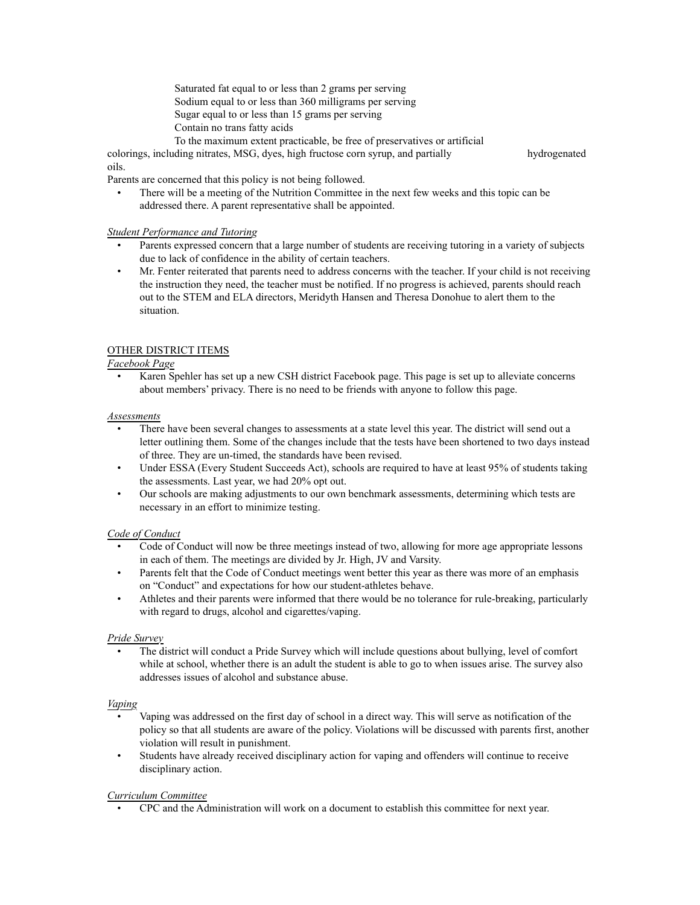Saturated fat equal to or less than 2 grams per serving
Sodium equal to or less than 360 milligrams per serving
Sugar equal to or less than 15 grams per serving
Contain no trans fatty acids
To the maximum extent practicable, be free of preservatives or artificial colorings, including nitrates, MSG, dyes, high fructose corn syrup, and partially hydrogenated oils.

Parents are concerned that this policy is not being followed.

- There will be a meeting of the Nutrition Committee in the next few weeks and this topic can be addressed there. A parent representative shall be appointed.

*Student Performance and Tutoring*

- Parents expressed concern that a large number of students are receiving tutoring in a variety of subjects due to lack of confidence in the ability of certain teachers.
- Mr. Fenter reiterated that parents need to address concerns with the teacher. If your child is not receiving the instruction they need, the teacher must be notified. If no progress is achieved, parents should reach out to the STEM and ELA directors, Meridyth Hansen and Theresa Donohue to alert them to the situation.

OTHER DISTRICT ITEMS

*Facebook Page*

- Karen Spehler has set up a new CSH district Facebook page. This page is set up to alleviate concerns about members' privacy. There is no need to be friends with anyone to follow this page.

*Assessments*

- There have been several changes to assessments at a state level this year. The district will send out a letter outlining them. Some of the changes include that the tests have been shortened to two days instead of three. They are un-timed, the standards have been revised.
- Under ESSA (Every Student Succeeds Act), schools are required to have at least 95% of students taking the assessments. Last year, we had 20% opt out.
- Our schools are making adjustments to our own benchmark assessments, determining which tests are necessary in an effort to minimize testing.

*Code of Conduct*

- Code of Conduct will now be three meetings instead of two, allowing for more age appropriate lessons in each of them. The meetings are divided by Jr. High, JV and Varsity.
- Parents felt that the Code of Conduct meetings went better this year as there was more of an emphasis on "Conduct" and expectations for how our student-athletes behave.
- Athletes and their parents were informed that there would be no tolerance for rule-breaking, particularly with regard to drugs, alcohol and cigarettes/vaping.

*Pride Survey*

- The district will conduct a Pride Survey which will include questions about bullying, level of comfort while at school, whether there is an adult the student is able to go to when issues arise. The survey also addresses issues of alcohol and substance abuse.

*Vaping*

- Vaping was addressed on the first day of school in a direct way. This will serve as notification of the policy so that all students are aware of the policy. Violations will be discussed with parents first, another violation will result in punishment.
- Students have already received disciplinary action for vaping and offenders will continue to receive disciplinary action.

*Curriculum Committee*

- CPC and the Administration will work on a document to establish this committee for next year.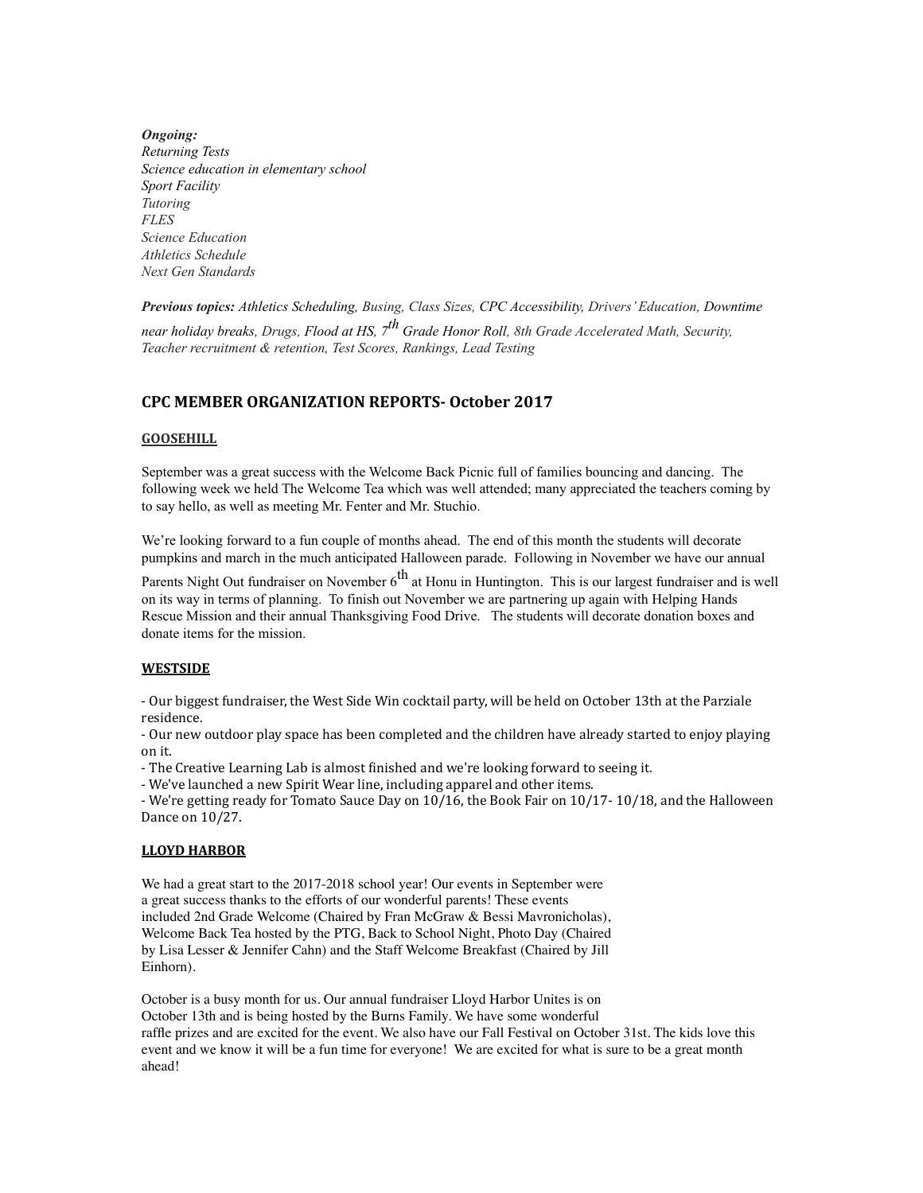***Ongoing:***
*Returning Tests*
*Science education in elementary school*
*Sport Facility*
*Tutoring*
*FLES*
*Science Education*
*Athletics Schedule*
*Next Gen Standards*

***Previous topics:*** *Athletics Scheduling, Busing, Class Sizes, CPC Accessibility, Drivers' Education, Downtime near holiday breaks, Drugs, Flood at HS, 7th Grade Honor Roll, 8th Grade Accelerated Math, Security, Teacher recruitment & retention, Test Scores, Rankings, Lead Testing*

## CPC MEMBER ORGANIZATION REPORTS- October 2017

### GOOSEHILL

September was a great success with the Welcome Back Picnic full of families bouncing and dancing. The following week we held The Welcome Tea which was well attended; many appreciated the teachers coming by to say hello, as well as meeting Mr. Fenter and Mr. Stuchio.

We're looking forward to a fun couple of months ahead. The end of this month the students will decorate pumpkins and march in the much anticipated Halloween parade. Following in November we have our annual Parents Night Out fundraiser on November 6th at Honu in Huntington. This is our largest fundraiser and is well on its way in terms of planning. To finish out November we are partnering up again with Helping Hands Rescue Mission and their annual Thanksgiving Food Drive. The students will decorate donation boxes and donate items for the mission.

### WESTSIDE

- Our biggest fundraiser, the West Side Win cocktail party, will be held on October 13th at the Parziale residence.
- Our new outdoor play space has been completed and the children have already started to enjoy playing on it.
- The Creative Learning Lab is almost finished and we're looking forward to seeing it.
- We've launched a new Spirit Wear line, including apparel and other items.
- We're getting ready for Tomato Sauce Day on 10/16, the Book Fair on 10/17- 10/18, and the Halloween Dance on 10/27.

### LLOYD HARBOR

We had a great start to the 2017-2018 school year! Our events in September were a great success thanks to the efforts of our wonderful parents! These events included 2nd Grade Welcome (Chaired by Fran McGraw & Bessi Mavronicholas), Welcome Back Tea hosted by the PTG, Back to School Night, Photo Day (Chaired by Lisa Lesser & Jennifer Cahn) and the Staff Welcome Breakfast (Chaired by Jill Einhorn).

October is a busy month for us. Our annual fundraiser Lloyd Harbor Unites is on October 13th and is being hosted by the Burns Family. We have some wonderful raffle prizes and are excited for the event. We also have our Fall Festival on October 31st. The kids love this event and we know it will be a fun time for everyone! We are excited for what is sure to be a great month ahead!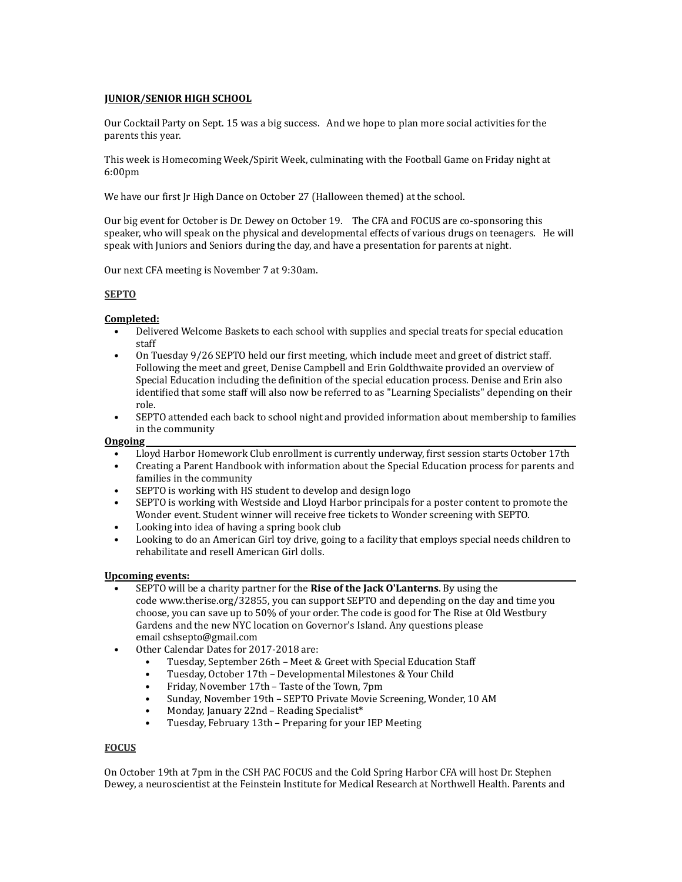**JUNIOR/SENIOR HIGH SCHOOL**

Our Cocktail Party on Sept. 15 was a big success. And we hope to plan more social activities for the parents this year.

This week is Homecoming Week/Spirit Week, culminating with the Football Game on Friday night at 6:00pm

We have our first Jr High Dance on October 27 (Halloween themed) at the school.

Our big event for October is Dr. Dewey on October 19. The CFA and FOCUS are co-sponsoring this speaker, who will speak on the physical and developmental effects of various drugs on teenagers. He will speak with Juniors and Seniors during the day, and have a presentation for parents at night.

Our next CFA meeting is November 7 at 9:30am.

**SEPTO**

**Completed:**

- Delivered Welcome Baskets to each school with supplies and special treats for special education staff
- On Tuesday 9/26 SEPTO held our first meeting, which include meet and greet of district staff. Following the meet and greet, Denise Campbell and Erin Goldthwaite provided an overview of Special Education including the definition of the special education process. Denise and Erin also identified that some staff will also now be referred to as "Learning Specialists" depending on their role.
- SEPTO attended each back to school night and provided information about membership to families in the community

**Ongoing**

- Lloyd Harbor Homework Club enrollment is currently underway, first session starts October 17th
- Creating a Parent Handbook with information about the Special Education process for parents and families in the community
- SEPTO is working with HS student to develop and design logo
- SEPTO is working with Westside and Lloyd Harbor principals for a poster content to promote the Wonder event. Student winner will receive free tickets to Wonder screening with SEPTO.
- Looking into idea of having a spring book club
- Looking to do an American Girl toy drive, going to a facility that employs special needs children to rehabilitate and resell American Girl dolls.

**Upcoming events:**

- SEPTO will be a charity partner for the **Rise of the Jack O'Lanterns**. By using the code www.therise.org/32855, you can support SEPTO and depending on the day and time you choose, you can save up to 50% of your order. The code is good for The Rise at Old Westbury Gardens and the new NYC location on Governor's Island. Any questions please email cshsepto@gmail.com
- Other Calendar Dates for 2017-2018 are:
  - Tuesday, September 26th – Meet & Greet with Special Education Staff
  - Tuesday, October 17th – Developmental Milestones & Your Child
  - Friday, November 17th – Taste of the Town, 7pm
  - Sunday, November 19th – SEPTO Private Movie Screening, Wonder, 10 AM
  - Monday, January 22nd – Reading Specialist*
  - Tuesday, February 13th – Preparing for your IEP Meeting

**FOCUS**

On October 19th at 7pm in the CSH PAC FOCUS and the Cold Spring Harbor CFA will host Dr. Stephen Dewey, a neuroscientist at the Feinstein Institute for Medical Research at Northwell Health. Parents and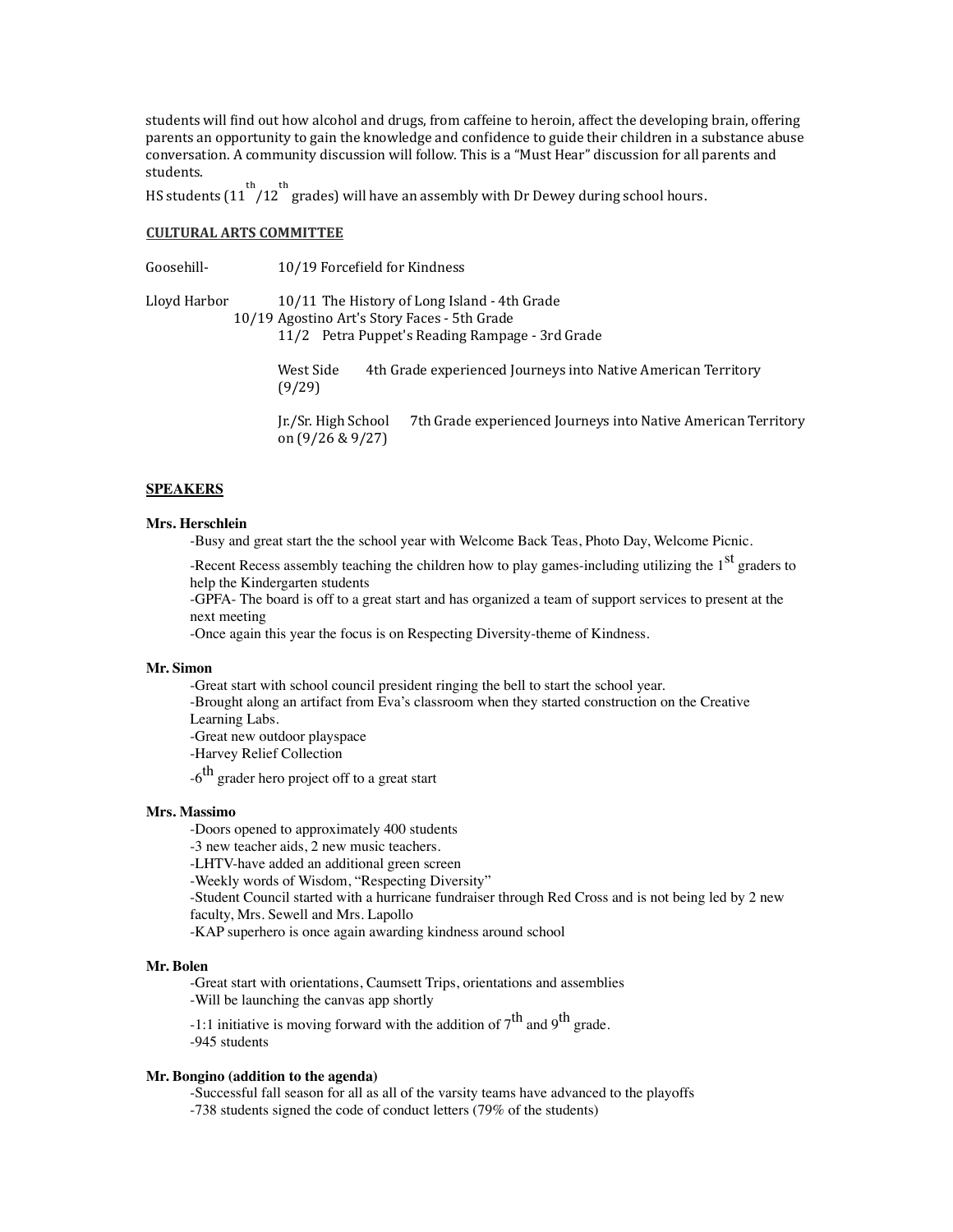students will find out how alcohol and drugs, from caffeine to heroin, affect the developing brain, offering parents an opportunity to gain the knowledge and confidence to guide their children in a substance abuse conversation. A community discussion will follow. This is a "Must Hear" discussion for all parents and students.

HS students (11th/12th grades) will have an assembly with Dr Dewey during school hours.

**CULTURAL ARTS COMMITTEE**

Goosehill- 10/19 Forcefield for Kindness

Lloyd Harbor 10/11 The History of Long Island - 4th Grade
10/19 Agostino Art's Story Faces - 5th Grade
11/2 Petra Puppet's Reading Rampage - 3rd Grade

West Side 4th Grade experienced Journeys into Native American Territory (9/29)

Jr./Sr. High School 7th Grade experienced Journeys into Native American Territory on (9/26 & 9/27)

**SPEAKERS**

**Mrs. Herschlein**

-Busy and great start the the school year with Welcome Back Teas, Photo Day, Welcome Picnic.

-Recent Recess assembly teaching the children how to play games-including utilizing the 1st graders to help the Kindergarten students

-GPFA- The board is off to a great start and has organized a team of support services to present at the next meeting

-Once again this year the focus is on Respecting Diversity-theme of Kindness.

**Mr. Simon**

-Great start with school council president ringing the bell to start the school year.

-Brought along an artifact from Eva's classroom when they started construction on the Creative Learning Labs.

-Great new outdoor playspace

-Harvey Relief Collection

-6th grader hero project off to a great start

**Mrs. Massimo**

-Doors opened to approximately 400 students

-3 new teacher aids, 2 new music teachers.

-LHTV-have added an additional green screen

-Weekly words of Wisdom, "Respecting Diversity"

-Student Council started with a hurricane fundraiser through Red Cross and is not being led by 2 new faculty, Mrs. Sewell and Mrs. Lapollo

-KAP superhero is once again awarding kindness around school

**Mr. Bolen**

-Great start with orientations, Caumsett Trips, orientations and assemblies

-Will be launching the canvas app shortly

-1:1 initiative is moving forward with the addition of 7th and 9th grade.

-945 students

**Mr. Bongino (addition to the agenda)**

-Successful fall season for all as all of the varsity teams have advanced to the playoffs

-738 students signed the code of conduct letters (79% of the students)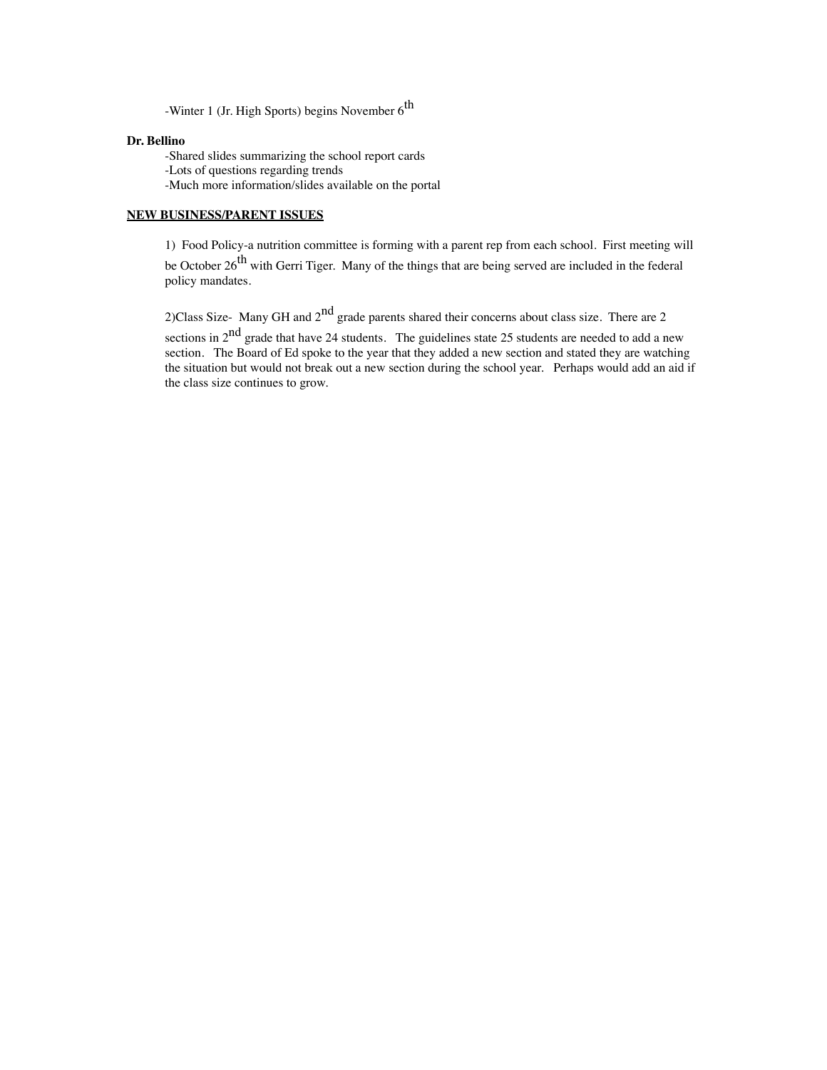-Winter 1 (Jr. High Sports) begins November 6th

**Dr. Bellino**

-Shared slides summarizing the school report cards
-Lots of questions regarding trends
-Much more information/slides available on the portal

**<u>NEW BUSINESS/PARENT ISSUES</u>**

1) Food Policy-a nutrition committee is forming with a parent rep from each school. First meeting will be October 26th with Gerri Tiger. Many of the things that are being served are included in the federal policy mandates.

2)Class Size- Many GH and 2nd grade parents shared their concerns about class size. There are 2 sections in 2nd grade that have 24 students. The guidelines state 25 students are needed to add a new section. The Board of Ed spoke to the year that they added a new section and stated they are watching the situation but would not break out a new section during the school year. Perhaps would add an aid if the class size continues to grow.